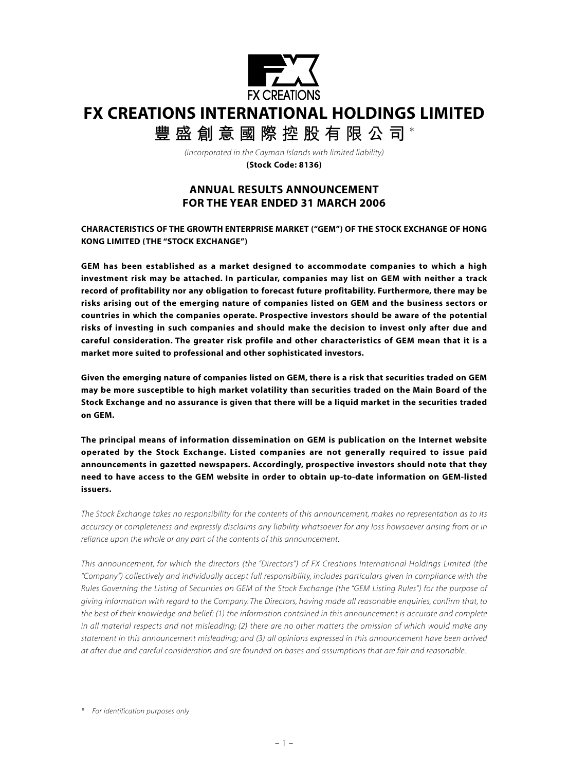# FX CREATIONS INTERNATIONAL HOLDINGS LIMITED

## 豐盛創意國際控股有限公司*

*(incorporated in the Cayman Islands with limited liability)*

**(Stock Code: 8136)**

## ANNUAL RESULTS ANNOUNCEMENT FOR THE YEAR ENDED 31 MARCH 2006

**CHARACTERISTICS OF THE GROWTH ENTERPRISE MARKET ("GEM") OF THE STOCK EXCHANGE OF HONG KONG LIMITED (THE "STOCK EXCHANGE")**

**GEM has been established as a market designed to accommodate companies to which a high investment risk may be attached. In particular, companies may list on GEM with neither a track record of profitability nor any obligation to forecast future profitability. Furthermore, there may be risks arising out of the emerging nature of companies listed on GEM and the business sectors or countries in which the companies operate. Prospective investors should be aware of the potential risks of investing in such companies and should make the decision to invest only after due and careful consideration. The greater risk profile and other characteristics of GEM mean that it is a market more suited to professional and other sophisticated investors.**

**Given the emerging nature of companies listed on GEM, there is a risk that securities traded on GEM may be more susceptible to high market volatility than securities traded on the Main Board of the Stock Exchange and no assurance is given that there will be a liquid market in the securities traded on GEM.**

**The principal means of information dissemination on GEM is publication on the Internet website operated by the Stock Exchange. Listed companies are not generally required to issue paid announcements in gazetted newspapers. Accordingly, prospective investors should note that they need to have access to the GEM website in order to obtain up-to-date information on GEM-listed issuers.**

*The Stock Exchange takes no responsibility for the contents of this announcement, makes no representation as to its accuracy or completeness and expressly disclaims any liability whatsoever for any loss howsoever arising from or in reliance upon the whole or any part of the contents of this announcement.*

*This announcement, for which the directors (the "Directors") of FX Creations International Holdings Limited (the "Company") collectively and individually accept full responsibility, includes particulars given in compliance with the Rules Governing the Listing of Securities on GEM of the Stock Exchange (the "GEM Listing Rules") for the purpose of giving information with regard to the Company. The Directors, having made all reasonable enquiries, confirm that, to the best of their knowledge and belief: (1) the information contained in this announcement is accurate and complete in all material respects and not misleading; (2) there are no other matters the omission of which would make any statement in this announcement misleading; and (3) all opinions expressed in this announcement have been arrived at after due and careful consideration and are founded on bases and assumptions that are fair and reasonable.*

\* *For identification purposes only*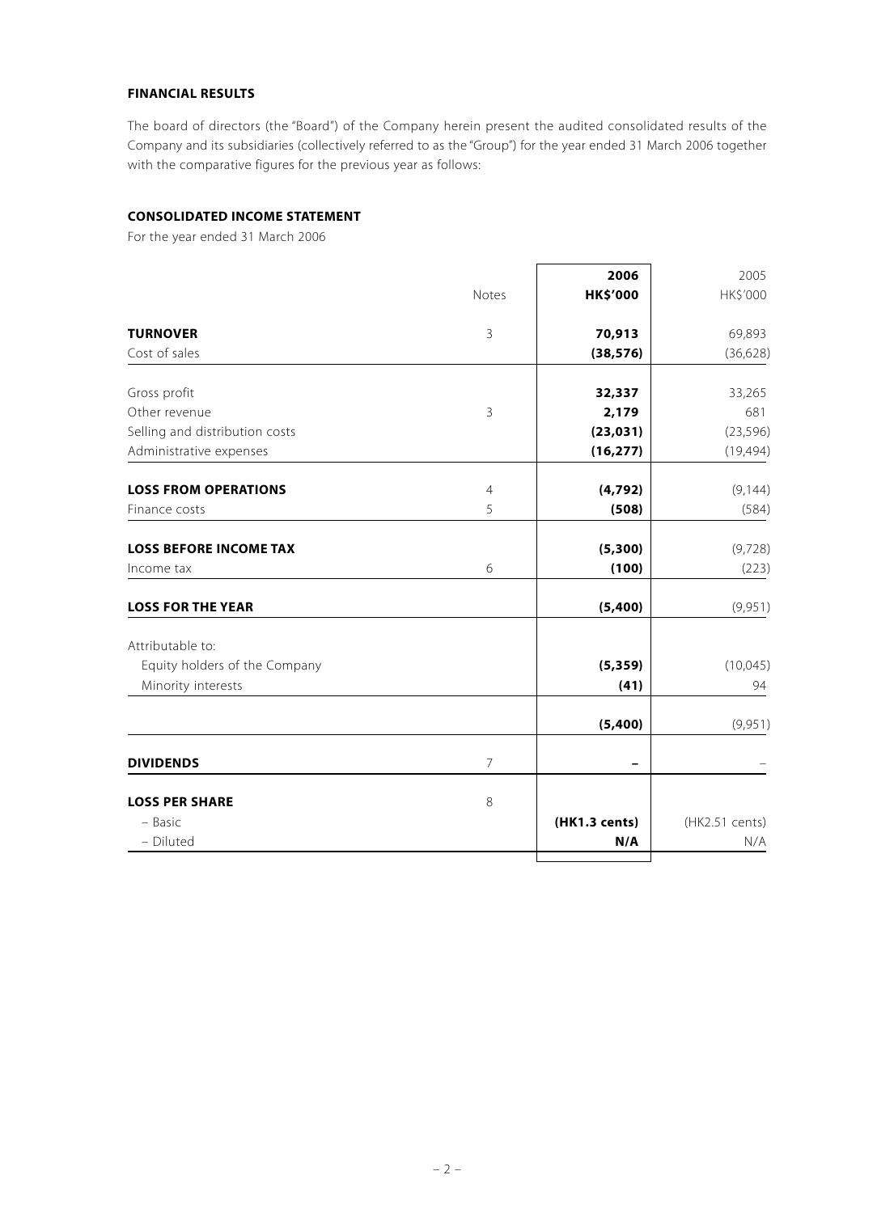**FINANCIAL RESULTS**

The board of directors (the "Board") of the Company herein present the audited consolidated results of the Company and its subsidiaries (collectively referred to as the "Group") for the year ended 31 March 2006 together with the comparative figures for the previous year as follows:

**CONSOLIDATED INCOME STATEMENT**

For the year ended 31 March 2006

| | Notes | 2006 HK$'000 | 2005 HK$'000 |
|---|---|---|---|
| **TURNOVER** | 3 | **70,913** | 69,893 |
| Cost of sales | | **(38,576)** | (36,628) |
| Gross profit | | **32,337** | 33,265 |
| Other revenue | 3 | **2,179** | 681 |
| Selling and distribution costs | | **(23,031)** | (23,596) |
| Administrative expenses | | **(16,277)** | (19,494) |
| **LOSS FROM OPERATIONS** | 4 | **(4,792)** | (9,144) |
| Finance costs | 5 | **(508)** | (584) |
| **LOSS BEFORE INCOME TAX** | | **(5,300)** | (9,728) |
| Income tax | 6 | **(100)** | (223) |
| **LOSS FOR THE YEAR** | | **(5,400)** | (9,951) |
| Attributable to: | | | |
| Equity holders of the Company | | **(5,359)** | (10,045) |
| Minority interests | | **(41)** | 94 |
| | | **(5,400)** | (9,951) |
| **DIVIDENDS** | 7 | **–** | – |
| **LOSS PER SHARE** | 8 | | |
| – Basic | | **(HK1.3 cents)** | (HK2.51 cents) |
| – Diluted | | **N/A** | N/A |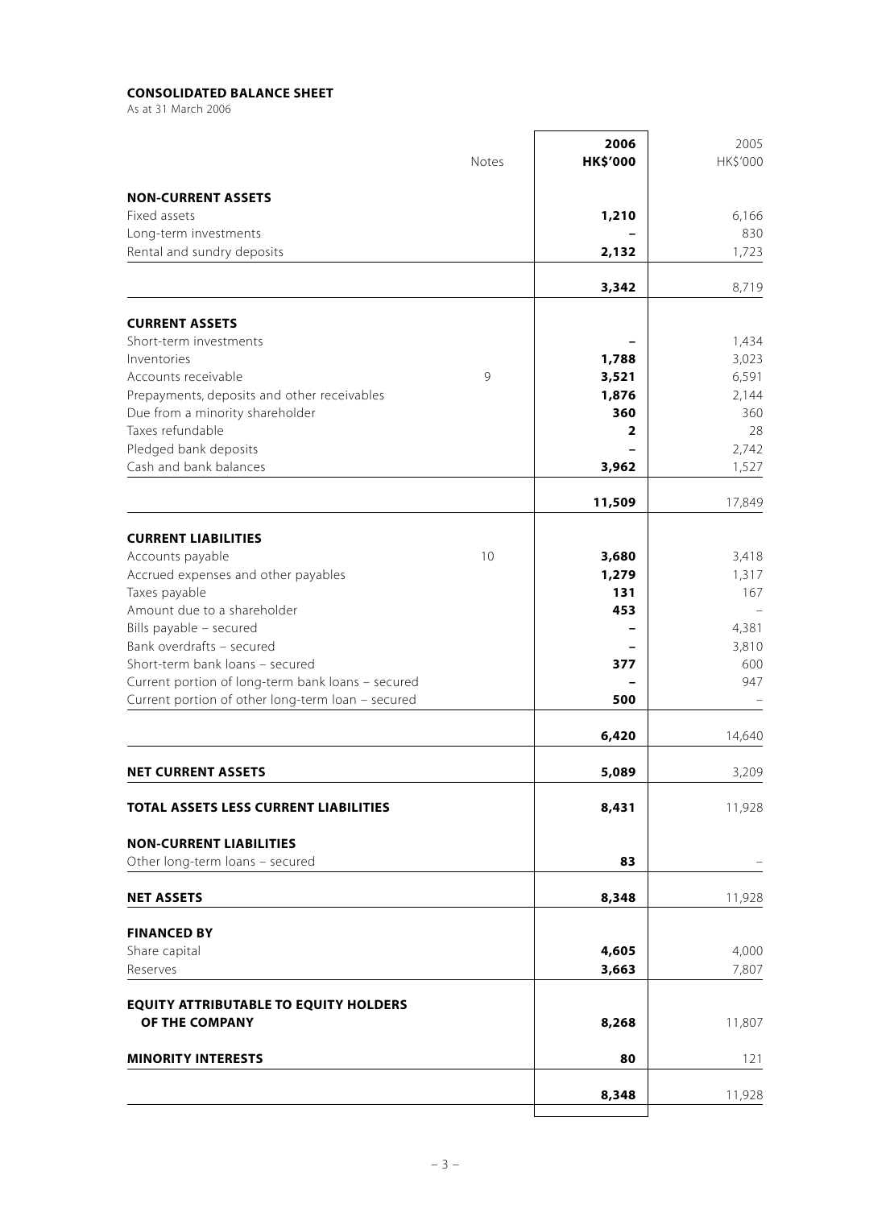**CONSOLIDATED BALANCE SHEET**

As at 31 March 2006

| | Notes | 2006 HK$'000 | 2005 HK$'000 |
|---|---|---|---|
| **NON-CURRENT ASSETS** | | | |
| Fixed assets | | **1,210** | 6,166 |
| Long-term investments | | **–** | 830 |
| Rental and sundry deposits | | **2,132** | 1,723 |
| | | **3,342** | 8,719 |
| **CURRENT ASSETS** | | | |
| Short-term investments | | **–** | 1,434 |
| Inventories | | **1,788** | 3,023 |
| Accounts receivable | 9 | **3,521** | 6,591 |
| Prepayments, deposits and other receivables | | **1,876** | 2,144 |
| Due from a minority shareholder | | **360** | 360 |
| Taxes refundable | | **2** | 28 |
| Pledged bank deposits | | **–** | 2,742 |
| Cash and bank balances | | **3,962** | 1,527 |
| | | **11,509** | 17,849 |
| **CURRENT LIABILITIES** | | | |
| Accounts payable | 10 | **3,680** | 3,418 |
| Accrued expenses and other payables | | **1,279** | 1,317 |
| Taxes payable | | **131** | 167 |
| Amount due to a shareholder | | **453** | – |
| Bills payable – secured | | **–** | 4,381 |
| Bank overdrafts – secured | | **–** | 3,810 |
| Short-term bank loans – secured | | **377** | 600 |
| Current portion of long-term bank loans – secured | | **–** | 947 |
| Current portion of other long-term loan – secured | | **500** | – |
| | | **6,420** | 14,640 |
| **NET CURRENT ASSETS** | | **5,089** | 3,209 |
| **TOTAL ASSETS LESS CURRENT LIABILITIES** | | **8,431** | 11,928 |
| **NON-CURRENT LIABILITIES** | | | |
| Other long-term loans – secured | | **83** | – |
| **NET ASSETS** | | **8,348** | 11,928 |
| **FINANCED BY** | | | |
| Share capital | | **4,605** | 4,000 |
| Reserves | | **3,663** | 7,807 |
| **EQUITY ATTRIBUTABLE TO EQUITY HOLDERS OF THE COMPANY** | | **8,268** | 11,807 |
| **MINORITY INTERESTS** | | **80** | 121 |
| | | **8,348** | 11,928 |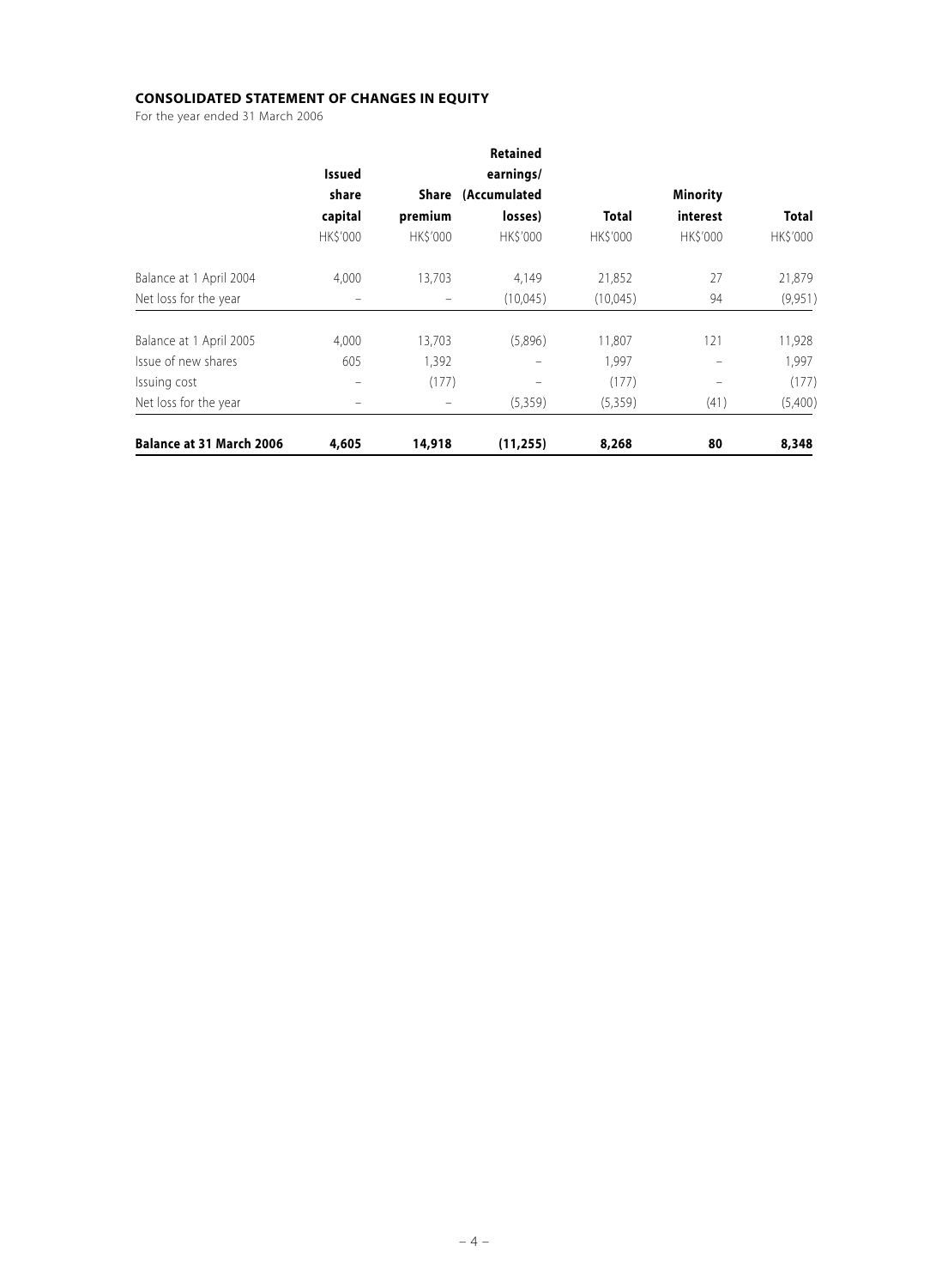**CONSOLIDATED STATEMENT OF CHANGES IN EQUITY**

For the year ended 31 March 2006

| | Issued share capital | Share premium | Retained earnings/ (Accumulated losses) | Total | Minority interest | Total |
|---|---|---|---|---|---|---|
| | HK$'000 | HK$'000 | HK$'000 | HK$'000 | HK$'000 | HK$'000 |
| Balance at 1 April 2004 | 4,000 | 13,703 | 4,149 | 21,852 | 27 | 21,879 |
| Net loss for the year | – | – | (10,045) | (10,045) | 94 | (9,951) |
| Balance at 1 April 2005 | 4,000 | 13,703 | (5,896) | 11,807 | 121 | 11,928 |
| Issue of new shares | 605 | 1,392 | – | 1,997 | – | 1,997 |
| Issuing cost | – | (177) | – | (177) | – | (177) |
| Net loss for the year | – | – | (5,359) | (5,359) | (41) | (5,400) |
| **Balance at 31 March 2006** | **4,605** | **14,918** | **(11,255)** | **8,268** | **80** | **8,348** |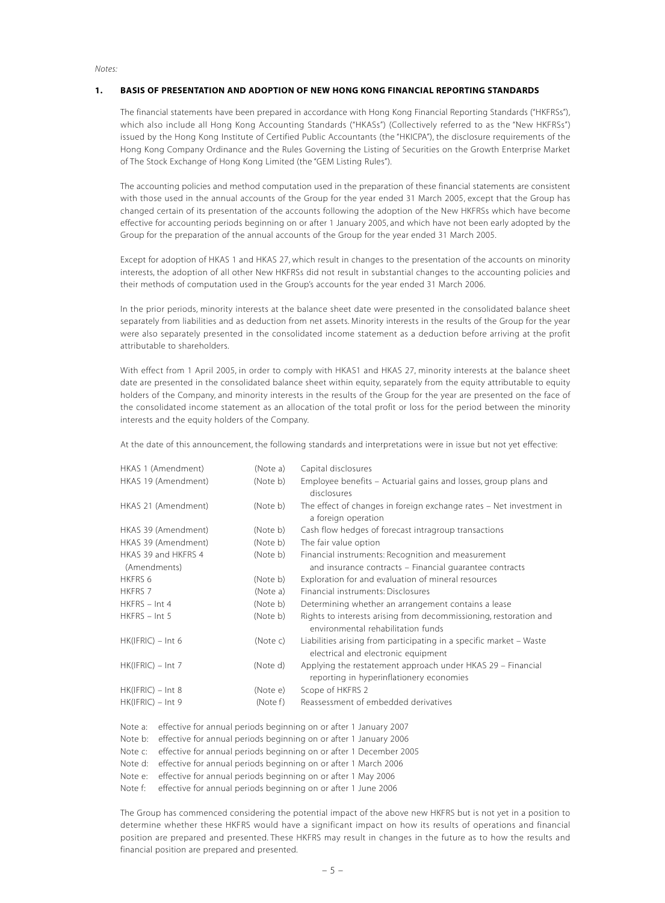*Notes:*

**1. BASIS OF PRESENTATION AND ADOPTION OF NEW HONG KONG FINANCIAL REPORTING STANDARDS**

The financial statements have been prepared in accordance with Hong Kong Financial Reporting Standards ("HKFRSs"), which also include all Hong Kong Accounting Standards ("HKASs") (Collectively referred to as the "New HKFRSs") issued by the Hong Kong Institute of Certified Public Accountants (the "HKICPA"), the disclosure requirements of the Hong Kong Company Ordinance and the Rules Governing the Listing of Securities on the Growth Enterprise Market of The Stock Exchange of Hong Kong Limited (the "GEM Listing Rules").

The accounting policies and method computation used in the preparation of these financial statements are consistent with those used in the annual accounts of the Group for the year ended 31 March 2005, except that the Group has changed certain of its presentation of the accounts following the adoption of the New HKFRSs which have become effective for accounting periods beginning on or after 1 January 2005, and which have not been early adopted by the Group for the preparation of the annual accounts of the Group for the year ended 31 March 2005.

Except for adoption of HKAS 1 and HKAS 27, which result in changes to the presentation of the accounts on minority interests, the adoption of all other New HKFRSs did not result in substantial changes to the accounting policies and their methods of computation used in the Group's accounts for the year ended 31 March 2006.

In the prior periods, minority interests at the balance sheet date were presented in the consolidated balance sheet separately from liabilities and as deduction from net assets. Minority interests in the results of the Group for the year were also separately presented in the consolidated income statement as a deduction before arriving at the profit attributable to shareholders.

With effect from 1 April 2005, in order to comply with HKAS1 and HKAS 27, minority interests at the balance sheet date are presented in the consolidated balance sheet within equity, separately from the equity attributable to equity holders of the Company, and minority interests in the results of the Group for the year are presented on the face of the consolidated income statement as an allocation of the total profit or loss for the period between the minority interests and the equity holders of the Company.

At the date of this announcement, the following standards and interpretations were in issue but not yet effective:

| | | |
|---|---|---|
| HKAS 1 (Amendment) | (Note a) | Capital disclosures |
| HKAS 19 (Amendment) | (Note b) | Employee benefits – Actuarial gains and losses, group plans and disclosures |
| HKAS 21 (Amendment) | (Note b) | The effect of changes in foreign exchange rates – Net investment in a foreign operation |
| HKAS 39 (Amendment) | (Note b) | Cash flow hedges of forecast intragroup transactions |
| HKAS 39 (Amendment) | (Note b) | The fair value option |
| HKAS 39 and HKFRS 4 (Amendments) | (Note b) | Financial instruments: Recognition and measurement and insurance contracts – Financial guarantee contracts |
| HKFRS 6 | (Note b) | Exploration for and evaluation of mineral resources |
| HKFRS 7 | (Note a) | Financial instruments: Disclosures |
| HKFRS – Int 4 | (Note b) | Determining whether an arrangement contains a lease |
| HKFRS – Int 5 | (Note b) | Rights to interests arising from decommissioning, restoration and environmental rehabilitation funds |
| HK(IFRIC) – Int 6 | (Note c) | Liabilities arising from participating in a specific market – Waste electrical and electronic equipment |
| HK(IFRIC) – Int 7 | (Note d) | Applying the restatement approach under HKAS 29 – Financial reporting in hyperinflationery economies |
| HK(IFRIC) – Int 8 | (Note e) | Scope of HKFRS 2 |
| HK(IFRIC) – Int 9 | (Note f) | Reassessment of embedded derivatives |

Note a: effective for annual periods beginning on or after 1 January 2007
Note b: effective for annual periods beginning on or after 1 January 2006
Note c: effective for annual periods beginning on or after 1 December 2005
Note d: effective for annual periods beginning on or after 1 March 2006
Note e: effective for annual periods beginning on or after 1 May 2006
Note f: effective for annual periods beginning on or after 1 June 2006

The Group has commenced considering the potential impact of the above new HKFRS but is not yet in a position to determine whether these HKFRS would have a significant impact on how its results of operations and financial position are prepared and presented. These HKFRS may result in changes in the future as to how the results and financial position are prepared and presented.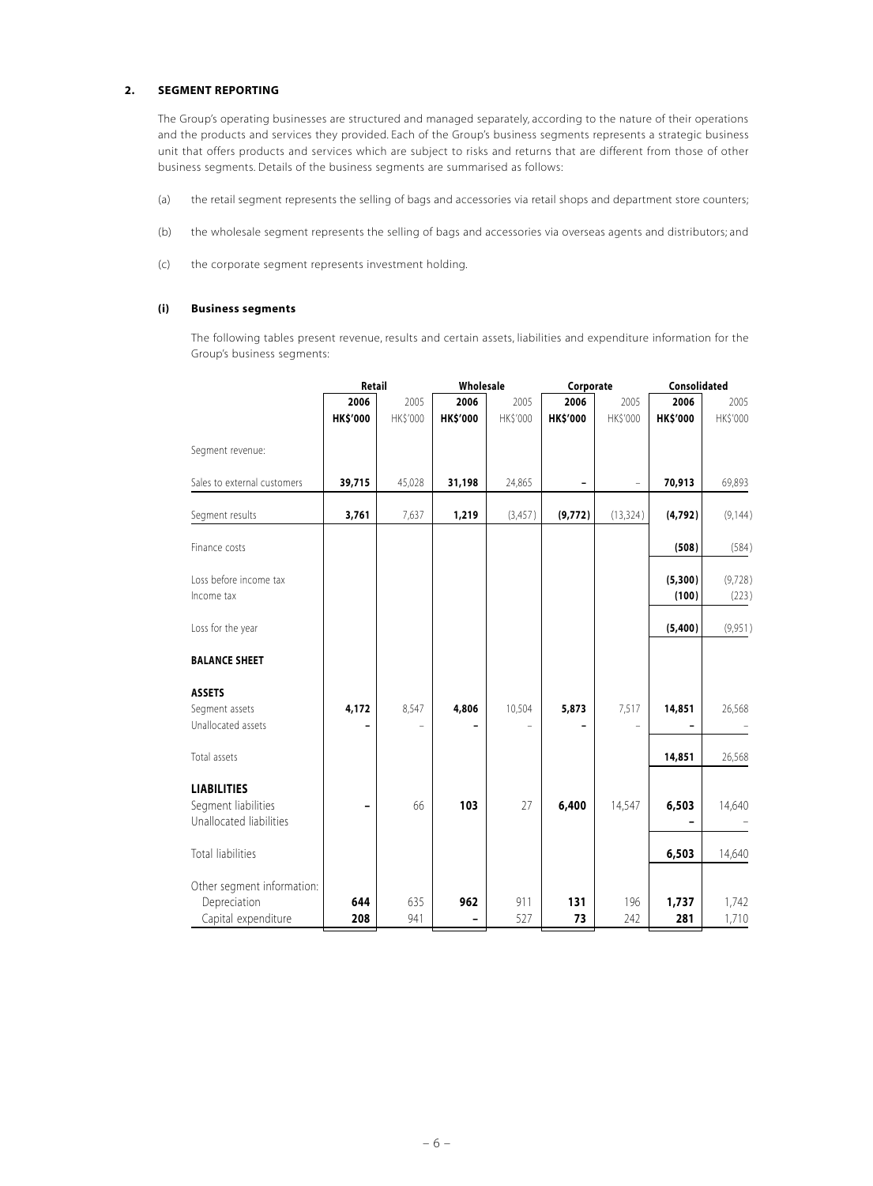## 2. SEGMENT REPORTING

The Group's operating businesses are structured and managed separately, according to the nature of their operations and the products and services they provided. Each of the Group's business segments represents a strategic business unit that offers products and services which are subject to risks and returns that are different from those of other business segments. Details of the business segments are summarised as follows:

(a) the retail segment represents the selling of bags and accessories via retail shops and department store counters;

(b) the wholesale segment represents the selling of bags and accessories via overseas agents and distributors; and

(c) the corporate segment represents investment holding.

### (i) Business segments

The following tables present revenue, results and certain assets, liabilities and expenditure information for the Group's business segments:

| | Retail | | Wholesale | | Corporate | | Consolidated | |
|---|---|---|---|---|---|---|---|---|
| | **2006** | 2005 | **2006** | 2005 | **2006** | 2005 | **2006** | 2005 |
| | **HK$'000** | HK$'000 | **HK$'000** | HK$'000 | **HK$'000** | HK$'000 | **HK$'000** | HK$'000 |
| Segment revenue: | | | | | | | | |
| Sales to external customers | **39,715** | 45,028 | **31,198** | 24,865 | **–** | – | **70,913** | 69,893 |
| Segment results | **3,761** | 7,637 | **1,219** | (3,457) | **(9,772)** | (13,324) | **(4,792)** | (9,144) |
| Finance costs | | | | | | | **(508)** | (584) |
| Loss before income tax | | | | | | | **(5,300)** | (9,728) |
| Income tax | | | | | | | **(100)** | (223) |
| Loss for the year | | | | | | | **(5,400)** | (9,951) |
| **BALANCE SHEET** | | | | | | | | |
| **ASSETS** | | | | | | | | |
| Segment assets | **4,172** | 8,547 | **4,806** | 10,504 | **5,873** | 7,517 | **14,851** | 26,568 |
| Unallocated assets | **–** | – | **–** | – | **–** | – | **–** | – |
| Total assets | | | | | | | **14,851** | 26,568 |
| **LIABILITIES** | | | | | | | | |
| Segment liabilities | **–** | 66 | **103** | 27 | **6,400** | 14,547 | **6,503** | 14,640 |
| Unallocated liabilities | | | | | | | **–** | – |
| Total liabilities | | | | | | | **6,503** | 14,640 |
| Other segment information: | | | | | | | | |
| Depreciation | **644** | 635 | **962** | 911 | **131** | 196 | **1,737** | 1,742 |
| Capital expenditure | **208** | 941 | **–** | 527 | **73** | 242 | **281** | 1,710 |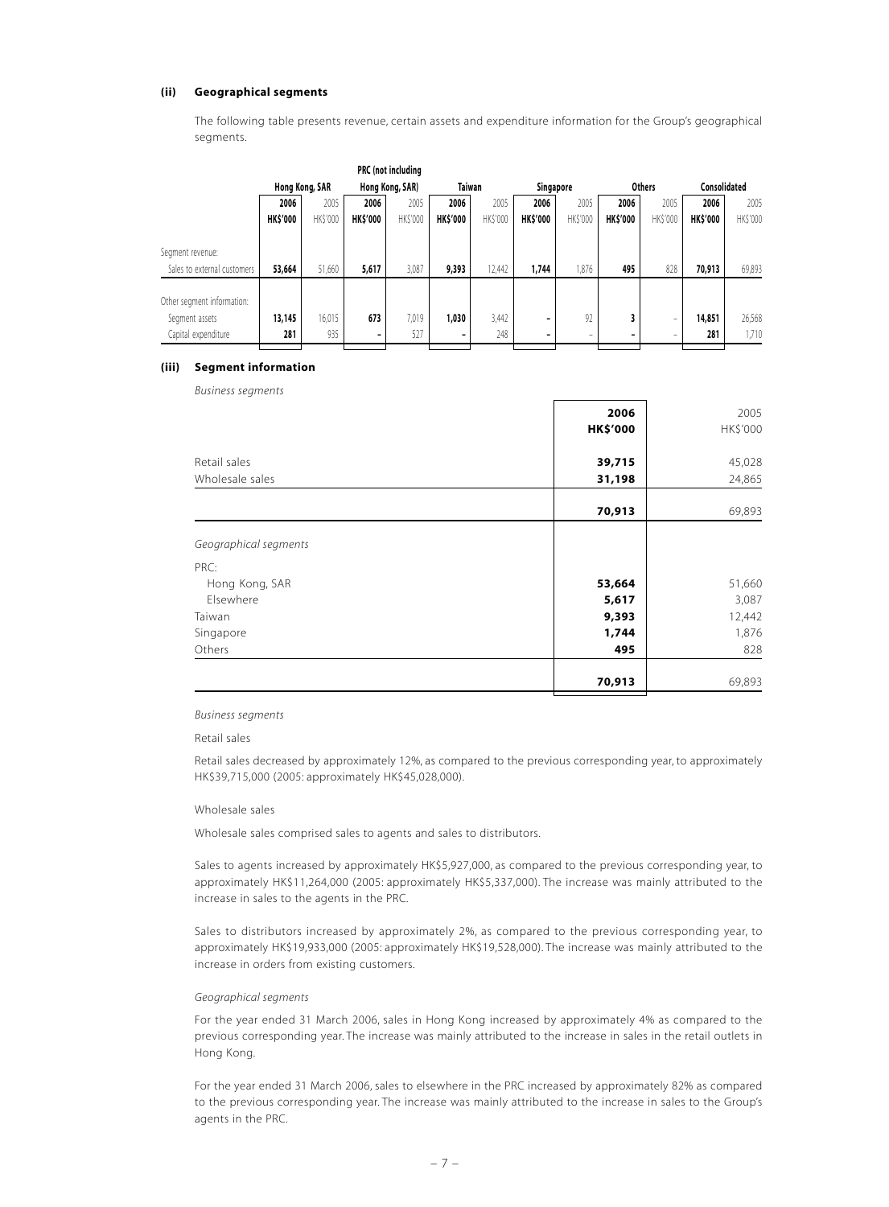**(ii) Geographical segments**

The following table presents revenue, certain assets and expenditure information for the Group's geographical segments.

| | Hong Kong, SAR | | PRC (not including Hong Kong, SAR) | | Taiwan | | Singapore | | Others | | Consolidated | |
|---|---|---|---|---|---|---|---|---|---|---|---|---|
| | **2006** | 2005 | **2006** | 2005 | **2006** | 2005 | **2006** | 2005 | **2006** | 2005 | **2006** | 2005 |
| | **HK$'000** | HK$'000 | **HK$'000** | HK$'000 | **HK$'000** | HK$'000 | **HK$'000** | HK$'000 | **HK$'000** | HK$'000 | **HK$'000** | HK$'000 |
| Segment revenue: | | | | | | | | | | | | |
| Sales to external customers | **53,664** | 51,660 | **5,617** | 3,087 | **9,393** | 12,442 | **1,744** | 1,876 | **495** | 828 | **70,913** | 69,893 |
| Other segment information: | | | | | | | | | | | | |
| Segment assets | **13,145** | 16,015 | **673** | 7,019 | **1,030** | 3,442 | **–** | 92 | **3** | – | **14,851** | 26,568 |
| Capital expenditure | **281** | 935 | **–** | 527 | **–** | 248 | **–** | – | **–** | – | **281** | 1,710 |

**(iii) Segment information**

*Business segments*

| | **2006** | 2005 |
|---|---|---|
| | **HK$'000** | HK$'000 |
| Retail sales | **39,715** | 45,028 |
| Wholesale sales | **31,198** | 24,865 |
| | **70,913** | 69,893 |
| *Geographical segments* | | |
| PRC: | | |
| Hong Kong, SAR | **53,664** | 51,660 |
| Elsewhere | **5,617** | 3,087 |
| Taiwan | **9,393** | 12,442 |
| Singapore | **1,744** | 1,876 |
| Others | **495** | 828 |
| | **70,913** | 69,893 |

*Business segments*

Retail sales

Retail sales decreased by approximately 12%, as compared to the previous corresponding year, to approximately HK$39,715,000 (2005: approximately HK$45,028,000).

Wholesale sales

Wholesale sales comprised sales to agents and sales to distributors.

Sales to agents increased by approximately HK$5,927,000, as compared to the previous corresponding year, to approximately HK$11,264,000 (2005: approximately HK$5,337,000). The increase was mainly attributed to the increase in sales to the agents in the PRC.

Sales to distributors increased by approximately 2%, as compared to the previous corresponding year, to approximately HK$19,933,000 (2005: approximately HK$19,528,000). The increase was mainly attributed to the increase in orders from existing customers.

*Geographical segments*

For the year ended 31 March 2006, sales in Hong Kong increased by approximately 4% as compared to the previous corresponding year. The increase was mainly attributed to the increase in sales in the retail outlets in Hong Kong.

For the year ended 31 March 2006, sales to elsewhere in the PRC increased by approximately 82% as compared to the previous corresponding year. The increase was mainly attributed to the increase in sales to the Group's agents in the PRC.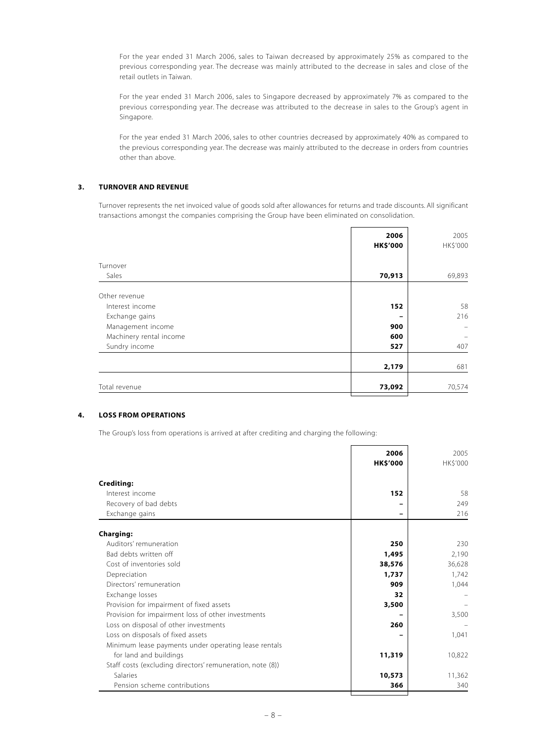For the year ended 31 March 2006, sales to Taiwan decreased by approximately 25% as compared to the previous corresponding year. The decrease was mainly attributed to the decrease in sales and close of the retail outlets in Taiwan.

For the year ended 31 March 2006, sales to Singapore decreased by approximately 7% as compared to the previous corresponding year. The decrease was attributed to the decrease in sales to the Group's agent in Singapore.

For the year ended 31 March 2006, sales to other countries decreased by approximately 40% as compared to the previous corresponding year. The decrease was mainly attributed to the decrease in orders from countries other than above.

## 3. TURNOVER AND REVENUE

Turnover represents the net invoiced value of goods sold after allowances for returns and trade discounts. All significant transactions amongst the companies comprising the Group have been eliminated on consolidation.

| | **2006** | 2005 |
|---|---|---|
| | **HK$'000** | HK$'000 |
| Turnover | | |
| Sales | **70,913** | 69,893 |
| Other revenue | | |
| Interest income | **152** | 58 |
| Exchange gains | **–** | 216 |
| Management income | **900** | – |
| Machinery rental income | **600** | – |
| Sundry income | **527** | 407 |
| | **2,179** | 681 |
| Total revenue | **73,092** | 70,574 |

## 4. LOSS FROM OPERATIONS

The Group's loss from operations is arrived at after crediting and charging the following:

| | **2006** | 2005 |
|---|---|---|
| | **HK$'000** | HK$'000 |
| **Crediting:** | | |
| Interest income | **152** | 58 |
| Recovery of bad debts | **–** | 249 |
| Exchange gains | **–** | 216 |
| **Charging:** | | |
| Auditors' remuneration | **250** | 230 |
| Bad debts written off | **1,495** | 2,190 |
| Cost of inventories sold | **38,576** | 36,628 |
| Depreciation | **1,737** | 1,742 |
| Directors' remuneration | **909** | 1,044 |
| Exchange losses | **32** | – |
| Provision for impairment of fixed assets | **3,500** | – |
| Provision for impairment loss of other investments | **–** | 3,500 |
| Loss on disposal of other investments | **260** | – |
| Loss on disposals of fixed assets | **–** | 1,041 |
| Minimum lease payments under operating lease rentals for land and buildings | **11,319** | 10,822 |
| Staff costs (excluding directors' remuneration, note (8)) | | |
| Salaries | **10,573** | 11,362 |
| Pension scheme contributions | **366** | 340 |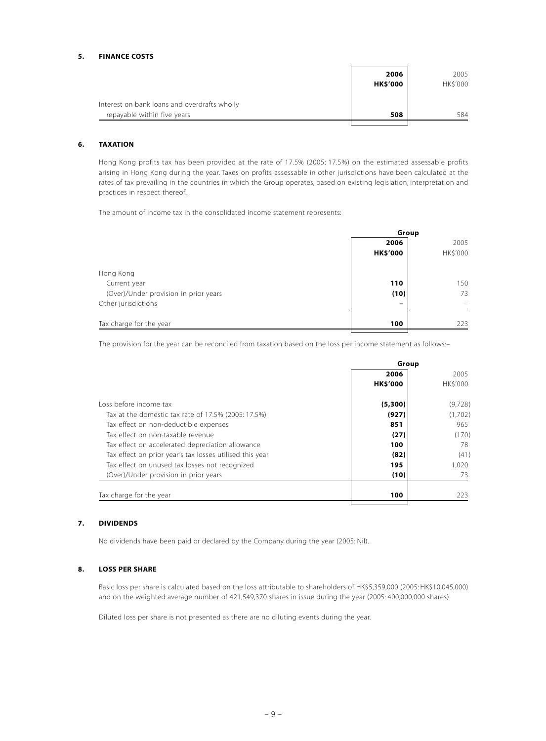### 5. FINANCE COSTS

| | 2006 HK$'000 | 2005 HK$'000 |
|---|---|---|
| Interest on bank loans and overdrafts wholly repayable within five years | **508** | 584 |

### 6. TAXATION

Hong Kong profits tax has been provided at the rate of 17.5% (2005: 17.5%) on the estimated assessable profits arising in Hong Kong during the year. Taxes on profits assessable in other jurisdictions have been calculated at the rates of tax prevailing in the countries in which the Group operates, based on existing legislation, interpretation and practices in respect thereof.

The amount of income tax in the consolidated income statement represents:

| | Group | |
|---|---|---|
| | 2006 HK$'000 | 2005 HK$'000 |
| Hong Kong | | |
| Current year | **110** | 150 |
| (Over)/Under provision in prior years | **(10)** | 73 |
| Other jurisdictions | **–** | – |
| Tax charge for the year | **100** | 223 |

The provision for the year can be reconciled from taxation based on the loss per income statement as follows:–

| | Group | |
|---|---|---|
| | 2006 HK$'000 | 2005 HK$'000 |
| Loss before income tax | **(5,300)** | (9,728) |
| Tax at the domestic tax rate of 17.5% (2005: 17.5%) | **(927)** | (1,702) |
| Tax effect on non-deductible expenses | **851** | 965 |
| Tax effect on non-taxable revenue | **(27)** | (170) |
| Tax effect on accelerated depreciation allowance | **100** | 78 |
| Tax effect on prior year's tax losses utilised this year | **(82)** | (41) |
| Tax effect on unused tax losses not recognized | **195** | 1,020 |
| (Over)/Under provision in prior years | **(10)** | 73 |
| Tax charge for the year | **100** | 223 |

### 7. DIVIDENDS

No dividends have been paid or declared by the Company during the year (2005: Nil).

### 8. LOSS PER SHARE

Basic loss per share is calculated based on the loss attributable to shareholders of HK$5,359,000 (2005: HK$10,045,000) and on the weighted average number of 421,549,370 shares in issue during the year (2005: 400,000,000 shares).

Diluted loss per share is not presented as there are no diluting events during the year.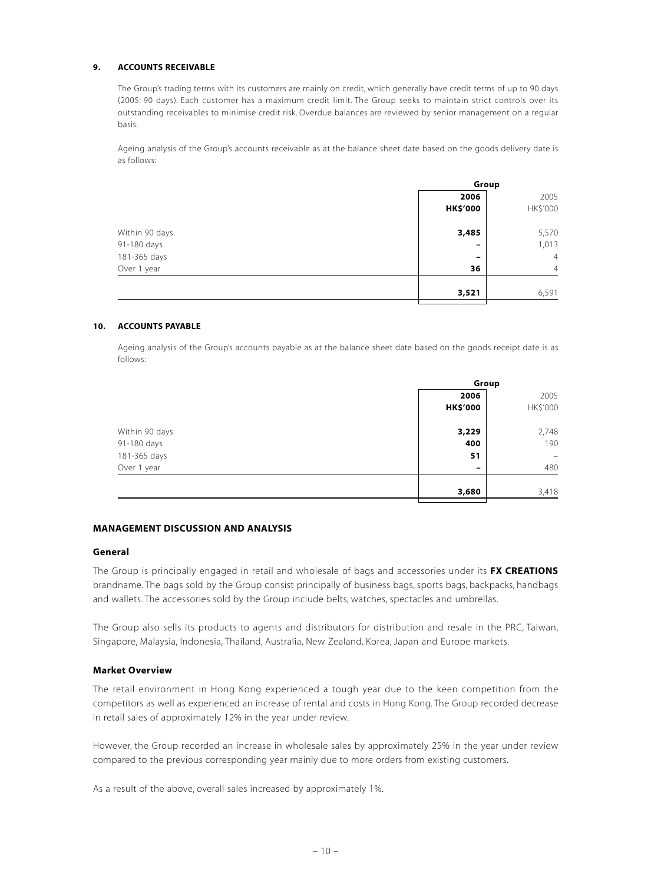### 9. ACCOUNTS RECEIVABLE

The Group's trading terms with its customers are mainly on credit, which generally have credit terms of up to 90 days (2005: 90 days). Each customer has a maximum credit limit. The Group seeks to maintain strict controls over its outstanding receivables to minimise credit risk. Overdue balances are reviewed by senior management on a regular basis.

Ageing analysis of the Group's accounts receivable as at the balance sheet date based on the goods delivery date is as follows:

| | Group | |
|---|---|---|
| | **2006** | 2005 |
| | **HK$'000** | HK$'000 |
| Within 90 days | **3,485** | 5,570 |
| 91-180 days | **–** | 1,013 |
| 181-365 days | **–** | 4 |
| Over 1 year | **36** | 4 |
| | **3,521** | 6,591 |

### 10. ACCOUNTS PAYABLE

Ageing analysis of the Group's accounts payable as at the balance sheet date based on the goods receipt date is as follows:

| | Group | |
|---|---|---|
| | **2006** | 2005 |
| | **HK$'000** | HK$'000 |
| Within 90 days | **3,229** | 2,748 |
| 91-180 days | **400** | 190 |
| 181-365 days | **51** | – |
| Over 1 year | **–** | 480 |
| | **3,680** | 3,418 |

## MANAGEMENT DISCUSSION AND ANALYSIS

### General

The Group is principally engaged in retail and wholesale of bags and accessories under its **FX CREATIONS** brandname. The bags sold by the Group consist principally of business bags, sports bags, backpacks, handbags and wallets. The accessories sold by the Group include belts, watches, spectacles and umbrellas.

The Group also sells its products to agents and distributors for distribution and resale in the PRC, Taiwan, Singapore, Malaysia, Indonesia, Thailand, Australia, New Zealand, Korea, Japan and Europe markets.

### Market Overview

The retail environment in Hong Kong experienced a tough year due to the keen competition from the competitors as well as experienced an increase of rental and costs in Hong Kong. The Group recorded decrease in retail sales of approximately 12% in the year under review.

However, the Group recorded an increase in wholesale sales by approximately 25% in the year under review compared to the previous corresponding year mainly due to more orders from existing customers.

As a result of the above, overall sales increased by approximately 1%.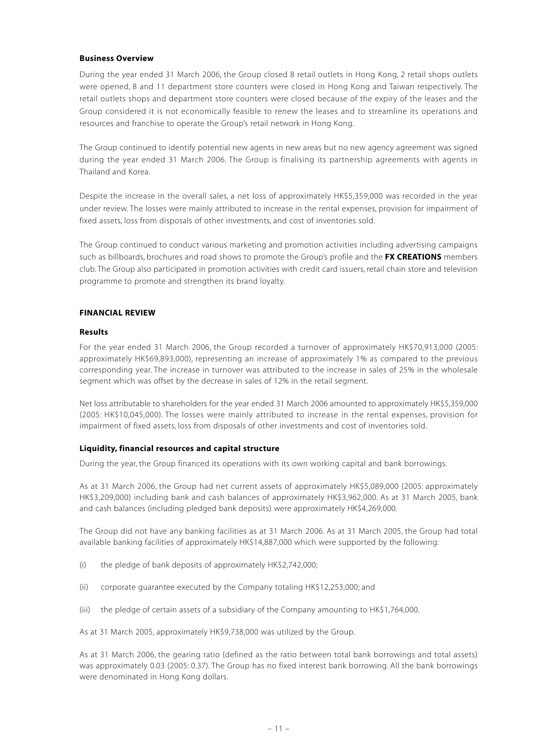### Business Overview

During the year ended 31 March 2006, the Group closed 8 retail outlets in Hong Kong, 2 retail shops outlets were opened, 8 and 11 department store counters were closed in Hong Kong and Taiwan respectively. The retail outlets shops and department store counters were closed because of the expiry of the leases and the Group considered it is not economically feasible to renew the leases and to streamline its operations and resources and franchise to operate the Group's retail network in Hong Kong.

The Group continued to identify potential new agents in new areas but no new agency agreement was signed during the year ended 31 March 2006. The Group is finalising its partnership agreements with agents in Thailand and Korea.

Despite the increase in the overall sales, a net loss of approximately HK$5,359,000 was recorded in the year under review. The losses were mainly attributed to increase in the rental expenses, provision for impairment of fixed assets, loss from disposals of other investments, and cost of inventories sold.

The Group continued to conduct various marketing and promotion activities including advertising campaigns such as billboards, brochures and road shows to promote the Group's profile and the **FX CREATIONS** members club. The Group also participated in promotion activities with credit card issuers, retail chain store and television programme to promote and strengthen its brand loyalty.

## FINANCIAL REVIEW

### Results

For the year ended 31 March 2006, the Group recorded a turnover of approximately HK$70,913,000 (2005: approximately HK$69,893,000), representing an increase of approximately 1% as compared to the previous corresponding year. The increase in turnover was attributed to the increase in sales of 25% in the wholesale segment which was offset by the decrease in sales of 12% in the retail segment.

Net loss attributable to shareholders for the year ended 31 March 2006 amounted to approximately HK$5,359,000 (2005: HK$10,045,000). The losses were mainly attributed to increase in the rental expenses, provision for impairment of fixed assets, loss from disposals of other investments and cost of inventories sold.

### Liquidity, financial resources and capital structure

During the year, the Group financed its operations with its own working capital and bank borrowings.

As at 31 March 2006, the Group had net current assets of approximately HK$5,089,000 (2005: approximately HK$3,209,000) including bank and cash balances of approximately HK$3,962,000. As at 31 March 2005, bank and cash balances (including pledged bank deposits) were approximately HK$4,269,000.

The Group did not have any banking facilities as at 31 March 2006. As at 31 March 2005, the Group had total available banking facilities of approximately HK$14,887,000 which were supported by the following:

(i) the pledge of bank deposits of approximately HK$2,742,000;

(ii) corporate guarantee executed by the Company totaling HK$12,253,000; and

(iii) the pledge of certain assets of a subsidiary of the Company amounting to HK$1,764,000.

As at 31 March 2005, approximately HK$9,738,000 was utilized by the Group.

As at 31 March 2006, the gearing ratio (defined as the ratio between total bank borrowings and total assets) was approximately 0.03 (2005: 0.37). The Group has no fixed interest bank borrowing. All the bank borrowings were denominated in Hong Kong dollars.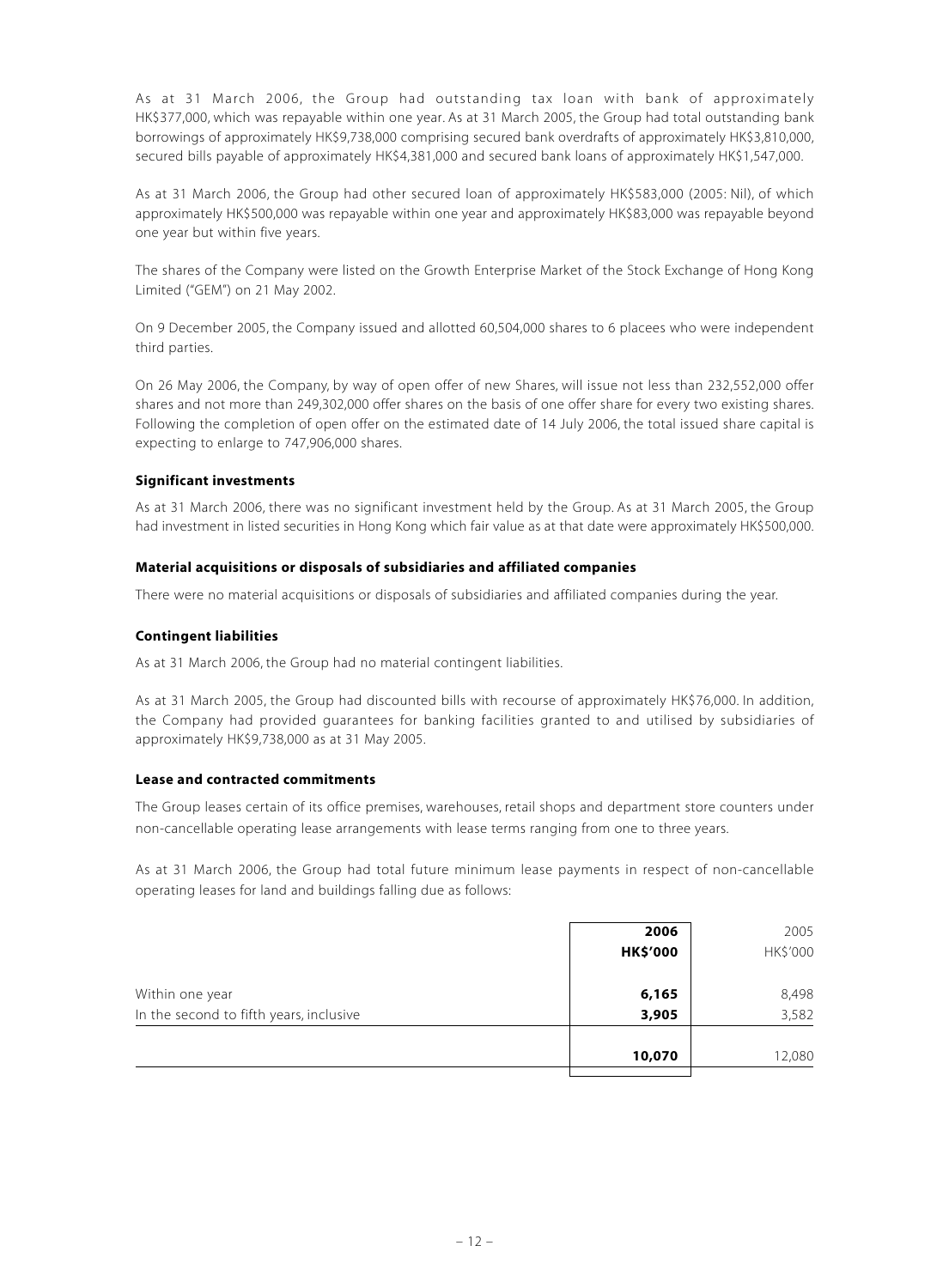As at 31 March 2006, the Group had outstanding tax loan with bank of approximately HK$377,000, which was repayable within one year. As at 31 March 2005, the Group had total outstanding bank borrowings of approximately HK$9,738,000 comprising secured bank overdrafts of approximately HK$3,810,000, secured bills payable of approximately HK$4,381,000 and secured bank loans of approximately HK$1,547,000.

As at 31 March 2006, the Group had other secured loan of approximately HK$583,000 (2005: Nil), of which approximately HK$500,000 was repayable within one year and approximately HK$83,000 was repayable beyond one year but within five years.

The shares of the Company were listed on the Growth Enterprise Market of the Stock Exchange of Hong Kong Limited ("GEM") on 21 May 2002.

On 9 December 2005, the Company issued and allotted 60,504,000 shares to 6 placees who were independent third parties.

On 26 May 2006, the Company, by way of open offer of new Shares, will issue not less than 232,552,000 offer shares and not more than 249,302,000 offer shares on the basis of one offer share for every two existing shares. Following the completion of open offer on the estimated date of 14 July 2006, the total issued share capital is expecting to enlarge to 747,906,000 shares.

**Significant investments**

As at 31 March 2006, there was no significant investment held by the Group. As at 31 March 2005, the Group had investment in listed securities in Hong Kong which fair value as at that date were approximately HK$500,000.

**Material acquisitions or disposals of subsidiaries and affiliated companies**

There were no material acquisitions or disposals of subsidiaries and affiliated companies during the year.

**Contingent liabilities**

As at 31 March 2006, the Group had no material contingent liabilities.

As at 31 March 2005, the Group had discounted bills with recourse of approximately HK$76,000. In addition, the Company had provided guarantees for banking facilities granted to and utilised by subsidiaries of approximately HK$9,738,000 as at 31 May 2005.

**Lease and contracted commitments**

The Group leases certain of its office premises, warehouses, retail shops and department store counters under non-cancellable operating lease arrangements with lease terms ranging from one to three years.

As at 31 March 2006, the Group had total future minimum lease payments in respect of non-cancellable operating leases for land and buildings falling due as follows:

| | **2006** | 2005 |
|---|---|---|
| | **HK$'000** | HK$'000 |
| Within one year | **6,165** | 8,498 |
| In the second to fifth years, inclusive | **3,905** | 3,582 |
| | **10,070** | 12,080 |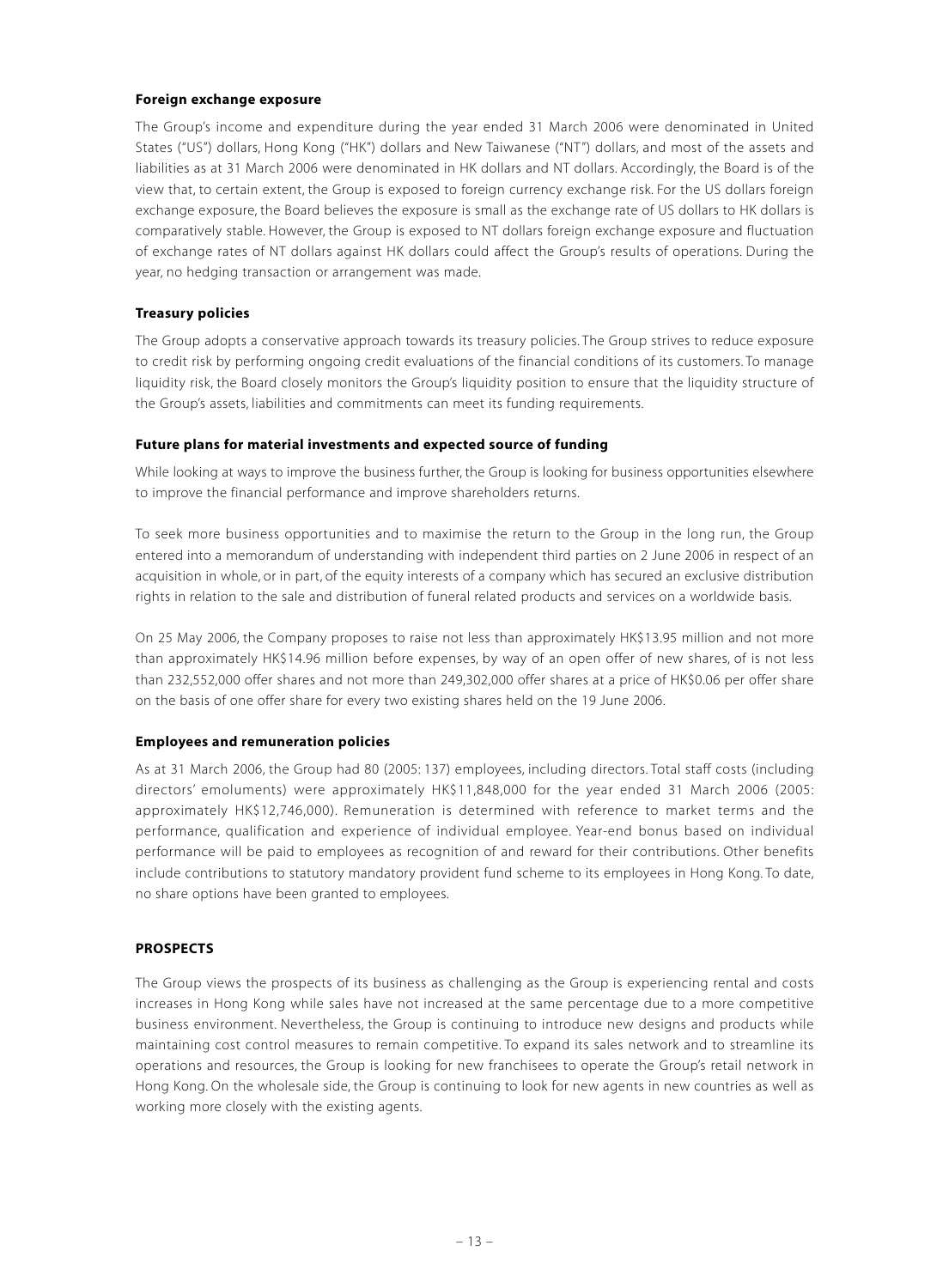**Foreign exchange exposure**

The Group's income and expenditure during the year ended 31 March 2006 were denominated in United States ("US") dollars, Hong Kong ("HK") dollars and New Taiwanese ("NT") dollars, and most of the assets and liabilities as at 31 March 2006 were denominated in HK dollars and NT dollars. Accordingly, the Board is of the view that, to certain extent, the Group is exposed to foreign currency exchange risk. For the US dollars foreign exchange exposure, the Board believes the exposure is small as the exchange rate of US dollars to HK dollars is comparatively stable. However, the Group is exposed to NT dollars foreign exchange exposure and fluctuation of exchange rates of NT dollars against HK dollars could affect the Group's results of operations. During the year, no hedging transaction or arrangement was made.

**Treasury policies**

The Group adopts a conservative approach towards its treasury policies. The Group strives to reduce exposure to credit risk by performing ongoing credit evaluations of the financial conditions of its customers. To manage liquidity risk, the Board closely monitors the Group's liquidity position to ensure that the liquidity structure of the Group's assets, liabilities and commitments can meet its funding requirements.

**Future plans for material investments and expected source of funding**

While looking at ways to improve the business further, the Group is looking for business opportunities elsewhere to improve the financial performance and improve shareholders returns.

To seek more business opportunities and to maximise the return to the Group in the long run, the Group entered into a memorandum of understanding with independent third parties on 2 June 2006 in respect of an acquisition in whole, or in part, of the equity interests of a company which has secured an exclusive distribution rights in relation to the sale and distribution of funeral related products and services on a worldwide basis.

On 25 May 2006, the Company proposes to raise not less than approximately HK$13.95 million and not more than approximately HK$14.96 million before expenses, by way of an open offer of new shares, of is not less than 232,552,000 offer shares and not more than 249,302,000 offer shares at a price of HK$0.06 per offer share on the basis of one offer share for every two existing shares held on the 19 June 2006.

**Employees and remuneration policies**

As at 31 March 2006, the Group had 80 (2005: 137) employees, including directors. Total staff costs (including directors' emoluments) were approximately HK$11,848,000 for the year ended 31 March 2006 (2005: approximately HK$12,746,000). Remuneration is determined with reference to market terms and the performance, qualification and experience of individual employee. Year-end bonus based on individual performance will be paid to employees as recognition of and reward for their contributions. Other benefits include contributions to statutory mandatory provident fund scheme to its employees in Hong Kong. To date, no share options have been granted to employees.

## PROSPECTS

The Group views the prospects of its business as challenging as the Group is experiencing rental and costs increases in Hong Kong while sales have not increased at the same percentage due to a more competitive business environment. Nevertheless, the Group is continuing to introduce new designs and products while maintaining cost control measures to remain competitive. To expand its sales network and to streamline its operations and resources, the Group is looking for new franchisees to operate the Group's retail network in Hong Kong. On the wholesale side, the Group is continuing to look for new agents in new countries as well as working more closely with the existing agents.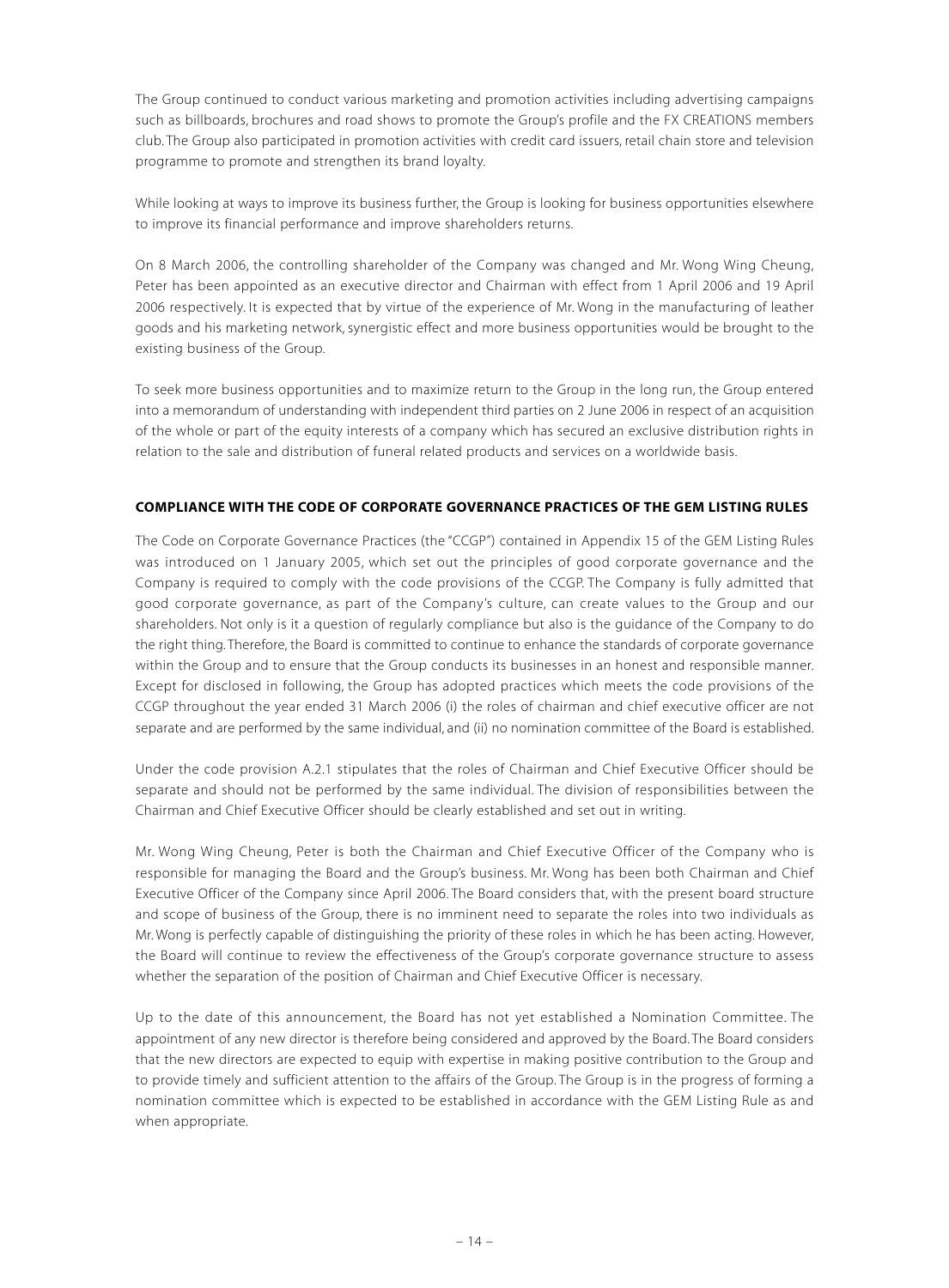The Group continued to conduct various marketing and promotion activities including advertising campaigns such as billboards, brochures and road shows to promote the Group's profile and the FX CREATIONS members club. The Group also participated in promotion activities with credit card issuers, retail chain store and television programme to promote and strengthen its brand loyalty.

While looking at ways to improve its business further, the Group is looking for business opportunities elsewhere to improve its financial performance and improve shareholders returns.

On 8 March 2006, the controlling shareholder of the Company was changed and Mr. Wong Wing Cheung, Peter has been appointed as an executive director and Chairman with effect from 1 April 2006 and 19 April 2006 respectively. It is expected that by virtue of the experience of Mr. Wong in the manufacturing of leather goods and his marketing network, synergistic effect and more business opportunities would be brought to the existing business of the Group.

To seek more business opportunities and to maximize return to the Group in the long run, the Group entered into a memorandum of understanding with independent third parties on 2 June 2006 in respect of an acquisition of the whole or part of the equity interests of a company which has secured an exclusive distribution rights in relation to the sale and distribution of funeral related products and services on a worldwide basis.

**COMPLIANCE WITH THE CODE OF CORPORATE GOVERNANCE PRACTICES OF THE GEM LISTING RULES**

The Code on Corporate Governance Practices (the "CCGP") contained in Appendix 15 of the GEM Listing Rules was introduced on 1 January 2005, which set out the principles of good corporate governance and the Company is required to comply with the code provisions of the CCGP. The Company is fully admitted that good corporate governance, as part of the Company's culture, can create values to the Group and our shareholders. Not only is it a question of regularly compliance but also is the guidance of the Company to do the right thing. Therefore, the Board is committed to continue to enhance the standards of corporate governance within the Group and to ensure that the Group conducts its businesses in an honest and responsible manner. Except for disclosed in following, the Group has adopted practices which meets the code provisions of the CCGP throughout the year ended 31 March 2006 (i) the roles of chairman and chief executive officer are not separate and are performed by the same individual, and (ii) no nomination committee of the Board is established.

Under the code provision A.2.1 stipulates that the roles of Chairman and Chief Executive Officer should be separate and should not be performed by the same individual. The division of responsibilities between the Chairman and Chief Executive Officer should be clearly established and set out in writing.

Mr. Wong Wing Cheung, Peter is both the Chairman and Chief Executive Officer of the Company who is responsible for managing the Board and the Group's business. Mr. Wong has been both Chairman and Chief Executive Officer of the Company since April 2006. The Board considers that, with the present board structure and scope of business of the Group, there is no imminent need to separate the roles into two individuals as Mr. Wong is perfectly capable of distinguishing the priority of these roles in which he has been acting. However, the Board will continue to review the effectiveness of the Group's corporate governance structure to assess whether the separation of the position of Chairman and Chief Executive Officer is necessary.

Up to the date of this announcement, the Board has not yet established a Nomination Committee. The appointment of any new director is therefore being considered and approved by the Board. The Board considers that the new directors are expected to equip with expertise in making positive contribution to the Group and to provide timely and sufficient attention to the affairs of the Group. The Group is in the progress of forming a nomination committee which is expected to be established in accordance with the GEM Listing Rule as and when appropriate.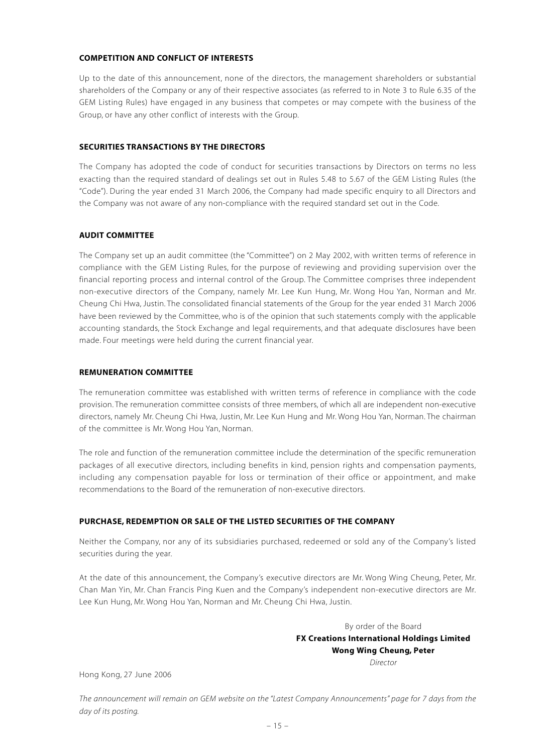## COMPETITION AND CONFLICT OF INTERESTS

Up to the date of this announcement, none of the directors, the management shareholders or substantial shareholders of the Company or any of their respective associates (as referred to in Note 3 to Rule 6.35 of the GEM Listing Rules) have engaged in any business that competes or may compete with the business of the Group, or have any other conflict of interests with the Group.

## SECURITIES TRANSACTIONS BY THE DIRECTORS

The Company has adopted the code of conduct for securities transactions by Directors on terms no less exacting than the required standard of dealings set out in Rules 5.48 to 5.67 of the GEM Listing Rules (the "Code"). During the year ended 31 March 2006, the Company had made specific enquiry to all Directors and the Company was not aware of any non-compliance with the required standard set out in the Code.

## AUDIT COMMITTEE

The Company set up an audit committee (the "Committee") on 2 May 2002, with written terms of reference in compliance with the GEM Listing Rules, for the purpose of reviewing and providing supervision over the financial reporting process and internal control of the Group. The Committee comprises three independent non-executive directors of the Company, namely Mr. Lee Kun Hung, Mr. Wong Hou Yan, Norman and Mr. Cheung Chi Hwa, Justin. The consolidated financial statements of the Group for the year ended 31 March 2006 have been reviewed by the Committee, who is of the opinion that such statements comply with the applicable accounting standards, the Stock Exchange and legal requirements, and that adequate disclosures have been made. Four meetings were held during the current financial year.

## REMUNERATION COMMITTEE

The remuneration committee was established with written terms of reference in compliance with the code provision. The remuneration committee consists of three members, of which all are independent non-executive directors, namely Mr. Cheung Chi Hwa, Justin, Mr. Lee Kun Hung and Mr. Wong Hou Yan, Norman. The chairman of the committee is Mr. Wong Hou Yan, Norman.

The role and function of the remuneration committee include the determination of the specific remuneration packages of all executive directors, including benefits in kind, pension rights and compensation payments, including any compensation payable for loss or termination of their office or appointment, and make recommendations to the Board of the remuneration of non-executive directors.

## PURCHASE, REDEMPTION OR SALE OF THE LISTED SECURITIES OF THE COMPANY

Neither the Company, nor any of its subsidiaries purchased, redeemed or sold any of the Company's listed securities during the year.

At the date of this announcement, the Company's executive directors are Mr. Wong Wing Cheung, Peter, Mr. Chan Man Yin, Mr. Chan Francis Ping Kuen and the Company's independent non-executive directors are Mr. Lee Kun Hung, Mr. Wong Hou Yan, Norman and Mr. Cheung Chi Hwa, Justin.

By order of the Board
**FX Creations International Holdings Limited**
**Wong Wing Cheung, Peter**
*Director*

Hong Kong, 27 June 2006

*The announcement will remain on GEM website on the "Latest Company Announcements" page for 7 days from the day of its posting.*